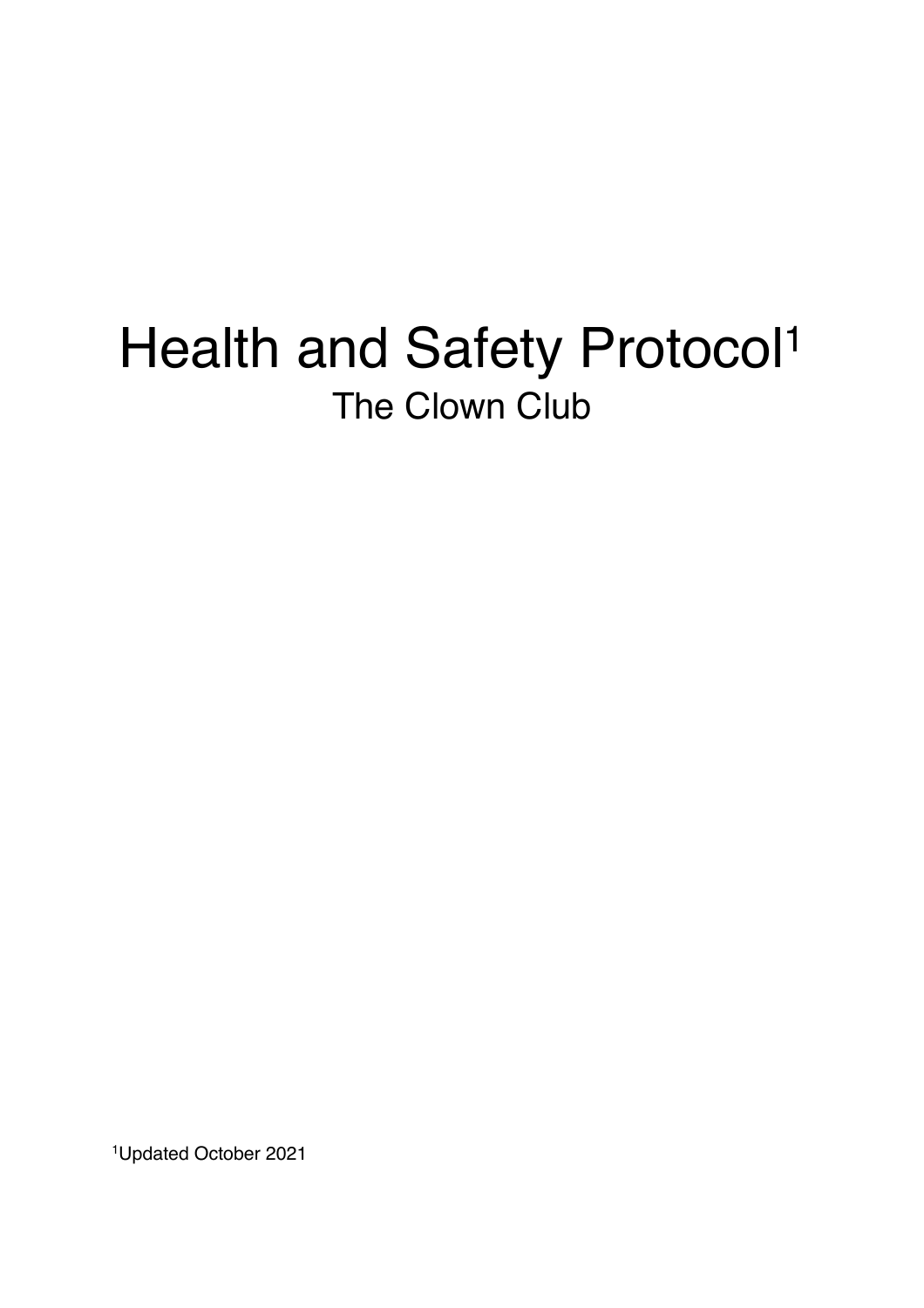# Health and Safety Protocol[1]

## The Clown Club

[1]Updated October 2021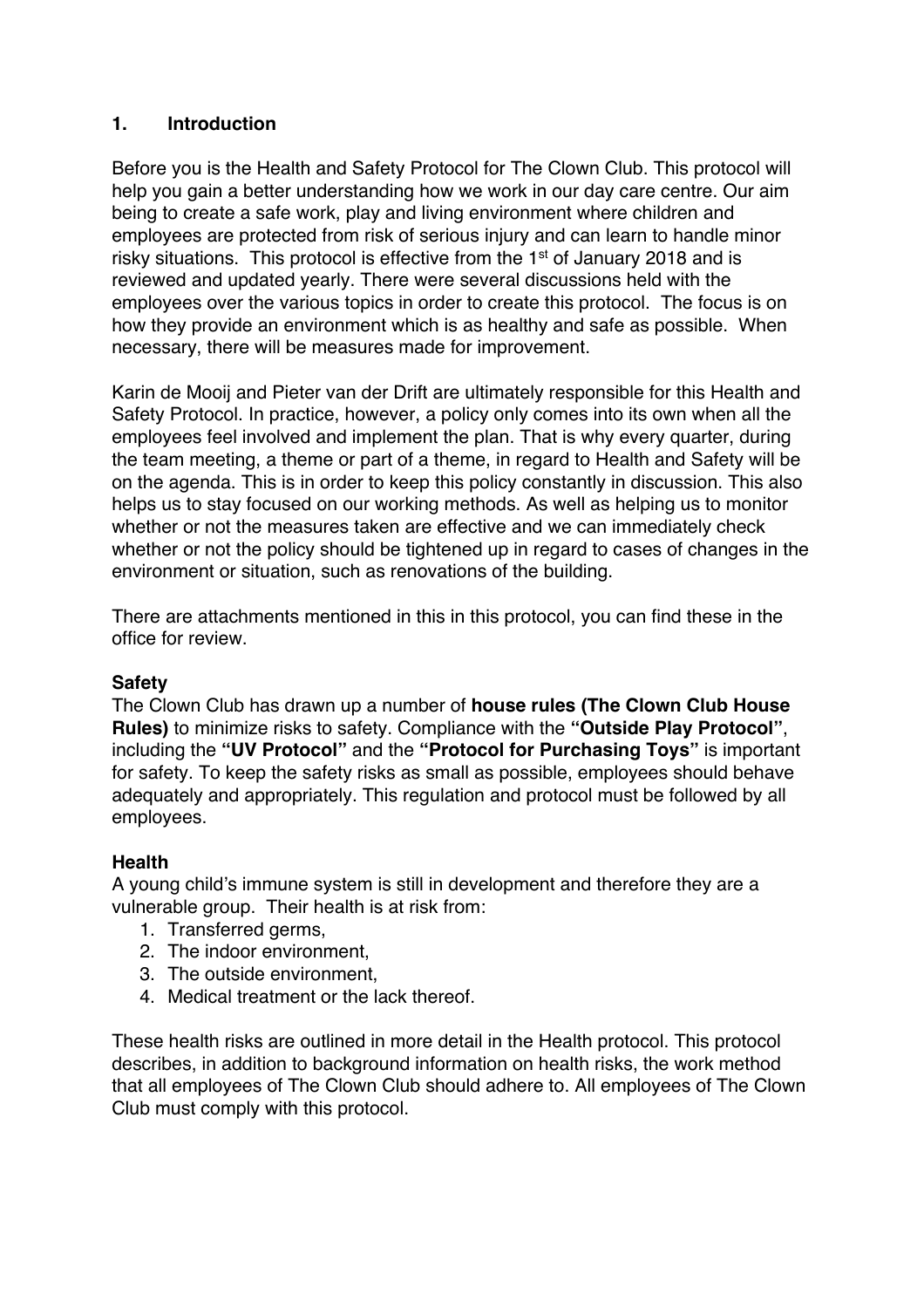## 1. Introduction

Before you is the Health and Safety Protocol for The Clown Club. This protocol will help you gain a better understanding how we work in our day care centre. Our aim being to create a safe work, play and living environment where children and employees are protected from risk of serious injury and can learn to handle minor risky situations. This protocol is effective from the 1st of January 2018 and is reviewed and updated yearly. There were several discussions held with the employees over the various topics in order to create this protocol. The focus is on how they provide an environment which is as healthy and safe as possible. When necessary, there will be measures made for improvement.

Karin de Mooij and Pieter van der Drift are ultimately responsible for this Health and Safety Protocol. In practice, however, a policy only comes into its own when all the employees feel involved and implement the plan. That is why every quarter, during the team meeting, a theme or part of a theme, in regard to Health and Safety will be on the agenda. This is in order to keep this policy constantly in discussion. This also helps us to stay focused on our working methods. As well as helping us to monitor whether or not the measures taken are effective and we can immediately check whether or not the policy should be tightened up in regard to cases of changes in the environment or situation, such as renovations of the building.

There are attachments mentioned in this in this protocol, you can find these in the office for review.

**Safety**

The Clown Club has drawn up a number of **house rules (The Clown Club House Rules)** to minimize risks to safety. Compliance with the **"Outside Play Protocol"**, including the **"UV Protocol"** and the **"Protocol for Purchasing Toys"** is important for safety. To keep the safety risks as small as possible, employees should behave adequately and appropriately. This regulation and protocol must be followed by all employees.

**Health**

A young child's immune system is still in development and therefore they are a vulnerable group. Their health is at risk from:

1. Transferred germs,
2. The indoor environment,
3. The outside environment,
4. Medical treatment or the lack thereof.

These health risks are outlined in more detail in the Health protocol. This protocol describes, in addition to background information on health risks, the work method that all employees of The Clown Club should adhere to. All employees of The Clown Club must comply with this protocol.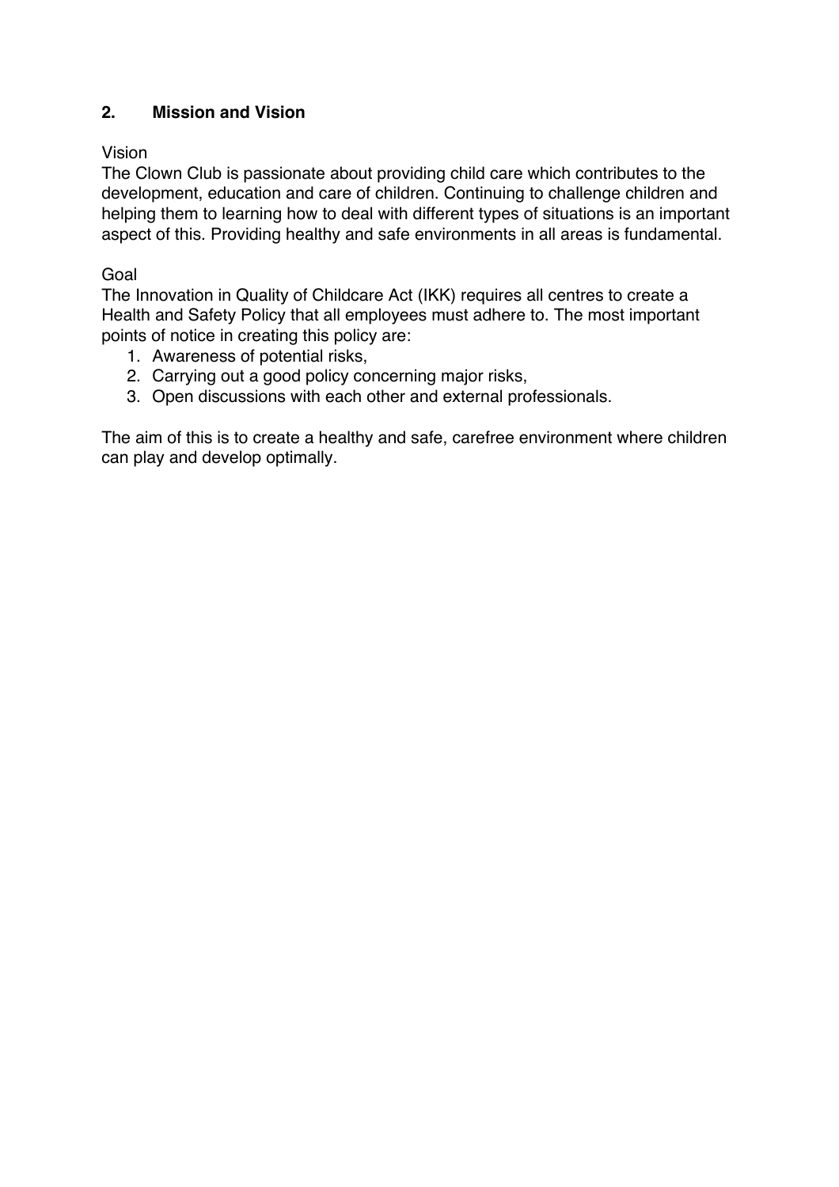## 2. Mission and Vision

Vision

The Clown Club is passionate about providing child care which contributes to the development, education and care of children. Continuing to challenge children and helping them to learning how to deal with different types of situations is an important aspect of this. Providing healthy and safe environments in all areas is fundamental.

Goal

The Innovation in Quality of Childcare Act (IKK) requires all centres to create a Health and Safety Policy that all employees must adhere to. The most important points of notice in creating this policy are:

1. Awareness of potential risks,
2. Carrying out a good policy concerning major risks,
3. Open discussions with each other and external professionals.

The aim of this is to create a healthy and safe, carefree environment where children can play and develop optimally.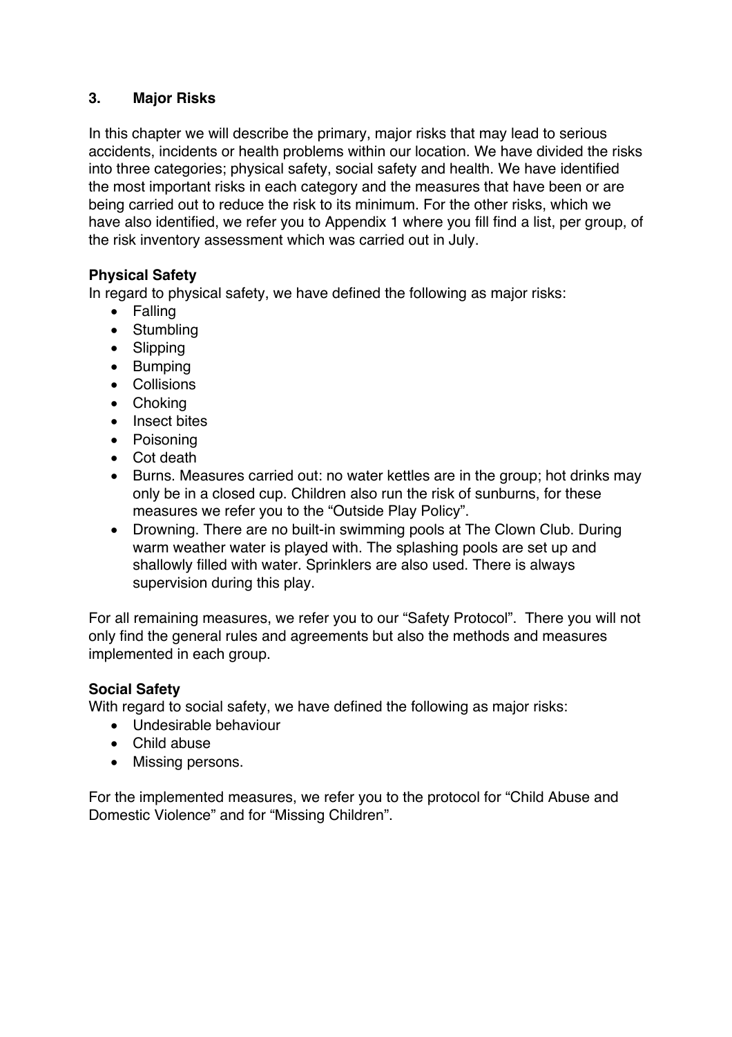## 3. Major Risks

In this chapter we will describe the primary, major risks that may lead to serious accidents, incidents or health problems within our location. We have divided the risks into three categories; physical safety, social safety and health. We have identified the most important risks in each category and the measures that have been or are being carried out to reduce the risk to its minimum. For the other risks, which we have also identified, we refer you to Appendix 1 where you fill find a list, per group, of the risk inventory assessment which was carried out in July.

### Physical Safety

In regard to physical safety, we have defined the following as major risks:

- Falling
- Stumbling
- Slipping
- Bumping
- Collisions
- Choking
- Insect bites
- Poisoning
- Cot death
- Burns. Measures carried out: no water kettles are in the group; hot drinks may only be in a closed cup. Children also run the risk of sunburns, for these measures we refer you to the "Outside Play Policy".
- Drowning. There are no built-in swimming pools at The Clown Club. During warm weather water is played with. The splashing pools are set up and shallowly filled with water. Sprinklers are also used. There is always supervision during this play.

For all remaining measures, we refer you to our "Safety Protocol". There you will not only find the general rules and agreements but also the methods and measures implemented in each group.

### Social Safety

With regard to social safety, we have defined the following as major risks:

- Undesirable behaviour
- Child abuse
- Missing persons.

For the implemented measures, we refer you to the protocol for "Child Abuse and Domestic Violence" and for "Missing Children".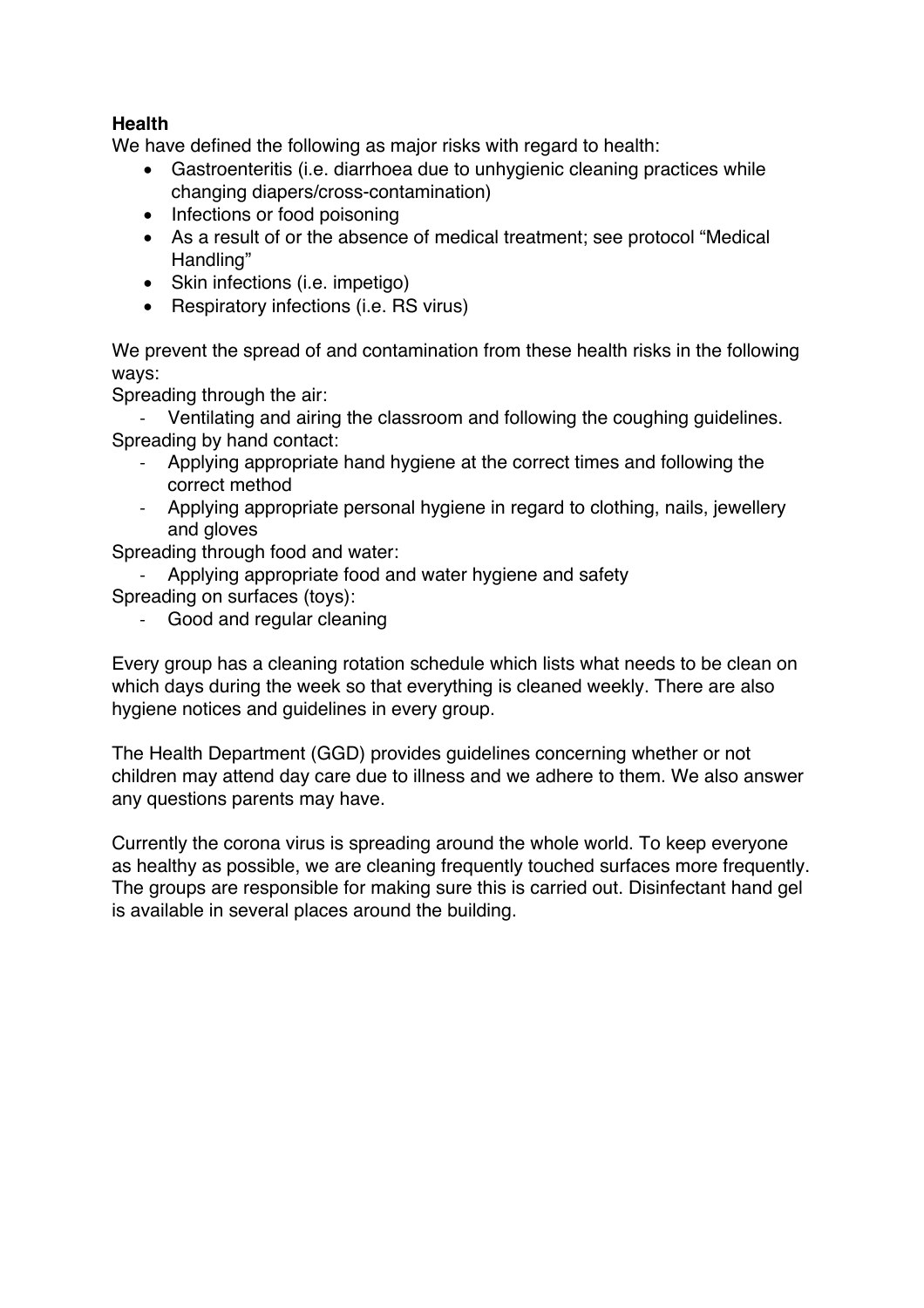**Health**

We have defined the following as major risks with regard to health:

- Gastroenteritis (i.e. diarrhoea due to unhygienic cleaning practices while changing diapers/cross-contamination)
- Infections or food poisoning
- As a result of or the absence of medical treatment; see protocol "Medical Handling"
- Skin infections (i.e. impetigo)
- Respiratory infections (i.e. RS virus)

We prevent the spread of and contamination from these health risks in the following ways:

Spreading through the air:

- Ventilating and airing the classroom and following the coughing guidelines.

Spreading by hand contact:

- Applying appropriate hand hygiene at the correct times and following the correct method
- Applying appropriate personal hygiene in regard to clothing, nails, jewellery and gloves

Spreading through food and water:

- Applying appropriate food and water hygiene and safety

Spreading on surfaces (toys):

- Good and regular cleaning

Every group has a cleaning rotation schedule which lists what needs to be clean on which days during the week so that everything is cleaned weekly. There are also hygiene notices and guidelines in every group.

The Health Department (GGD) provides guidelines concerning whether or not children may attend day care due to illness and we adhere to them. We also answer any questions parents may have.

Currently the corona virus is spreading around the whole world. To keep everyone as healthy as possible, we are cleaning frequently touched surfaces more frequently. The groups are responsible for making sure this is carried out. Disinfectant hand gel is available in several places around the building.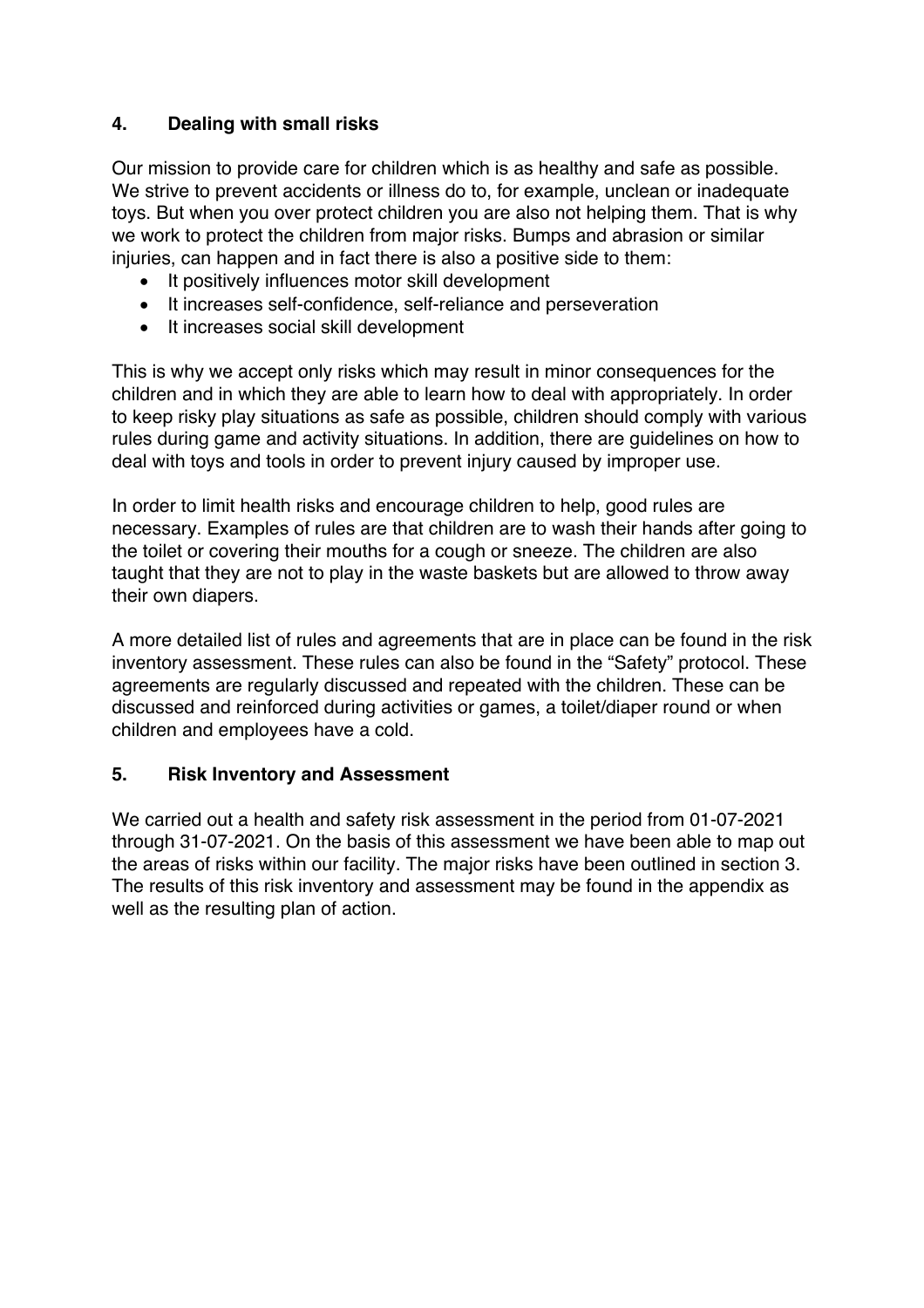## 4. Dealing with small risks

Our mission to provide care for children which is as healthy and safe as possible. We strive to prevent accidents or illness do to, for example, unclean or inadequate toys. But when you over protect children you are also not helping them. That is why we work to protect the children from major risks. Bumps and abrasion or similar injuries, can happen and in fact there is also a positive side to them:

- It positively influences motor skill development
- It increases self-confidence, self-reliance and perseveration
- It increases social skill development

This is why we accept only risks which may result in minor consequences for the children and in which they are able to learn how to deal with appropriately. In order to keep risky play situations as safe as possible, children should comply with various rules during game and activity situations. In addition, there are guidelines on how to deal with toys and tools in order to prevent injury caused by improper use.

In order to limit health risks and encourage children to help, good rules are necessary. Examples of rules are that children are to wash their hands after going to the toilet or covering their mouths for a cough or sneeze. The children are also taught that they are not to play in the waste baskets but are allowed to throw away their own diapers.

A more detailed list of rules and agreements that are in place can be found in the risk inventory assessment. These rules can also be found in the "Safety" protocol. These agreements are regularly discussed and repeated with the children. These can be discussed and reinforced during activities or games, a toilet/diaper round or when children and employees have a cold.

## 5. Risk Inventory and Assessment

We carried out a health and safety risk assessment in the period from 01-07-2021 through 31-07-2021. On the basis of this assessment we have been able to map out the areas of risks within our facility. The major risks have been outlined in section 3. The results of this risk inventory and assessment may be found in the appendix as well as the resulting plan of action.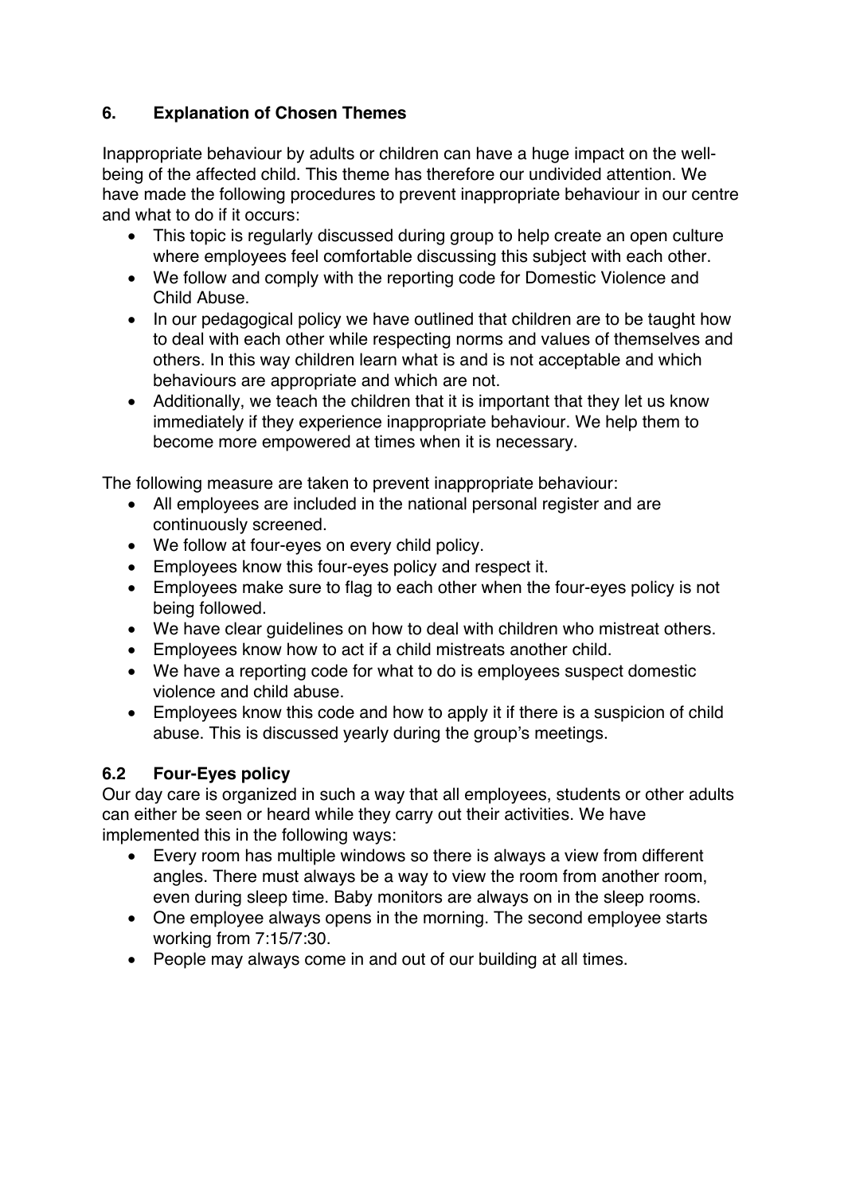## 6. Explanation of Chosen Themes

Inappropriate behaviour by adults or children can have a huge impact on the well-being of the affected child. This theme has therefore our undivided attention. We have made the following procedures to prevent inappropriate behaviour in our centre and what to do if it occurs:

- This topic is regularly discussed during group to help create an open culture where employees feel comfortable discussing this subject with each other.
- We follow and comply with the reporting code for Domestic Violence and Child Abuse.
- In our pedagogical policy we have outlined that children are to be taught how to deal with each other while respecting norms and values of themselves and others. In this way children learn what is and is not acceptable and which behaviours are appropriate and which are not.
- Additionally, we teach the children that it is important that they let us know immediately if they experience inappropriate behaviour. We help them to become more empowered at times when it is necessary.

The following measure are taken to prevent inappropriate behaviour:

- All employees are included in the national personal register and are continuously screened.
- We follow at four-eyes on every child policy.
- Employees know this four-eyes policy and respect it.
- Employees make sure to flag to each other when the four-eyes policy is not being followed.
- We have clear guidelines on how to deal with children who mistreat others.
- Employees know how to act if a child mistreats another child.
- We have a reporting code for what to do is employees suspect domestic violence and child abuse.
- Employees know this code and how to apply it if there is a suspicion of child abuse. This is discussed yearly during the group's meetings.

### 6.2 Four-Eyes policy

Our day care is organized in such a way that all employees, students or other adults can either be seen or heard while they carry out their activities. We have implemented this in the following ways:

- Every room has multiple windows so there is always a view from different angles. There must always be a way to view the room from another room, even during sleep time. Baby monitors are always on in the sleep rooms.
- One employee always opens in the morning. The second employee starts working from 7:15/7:30.
- People may always come in and out of our building at all times.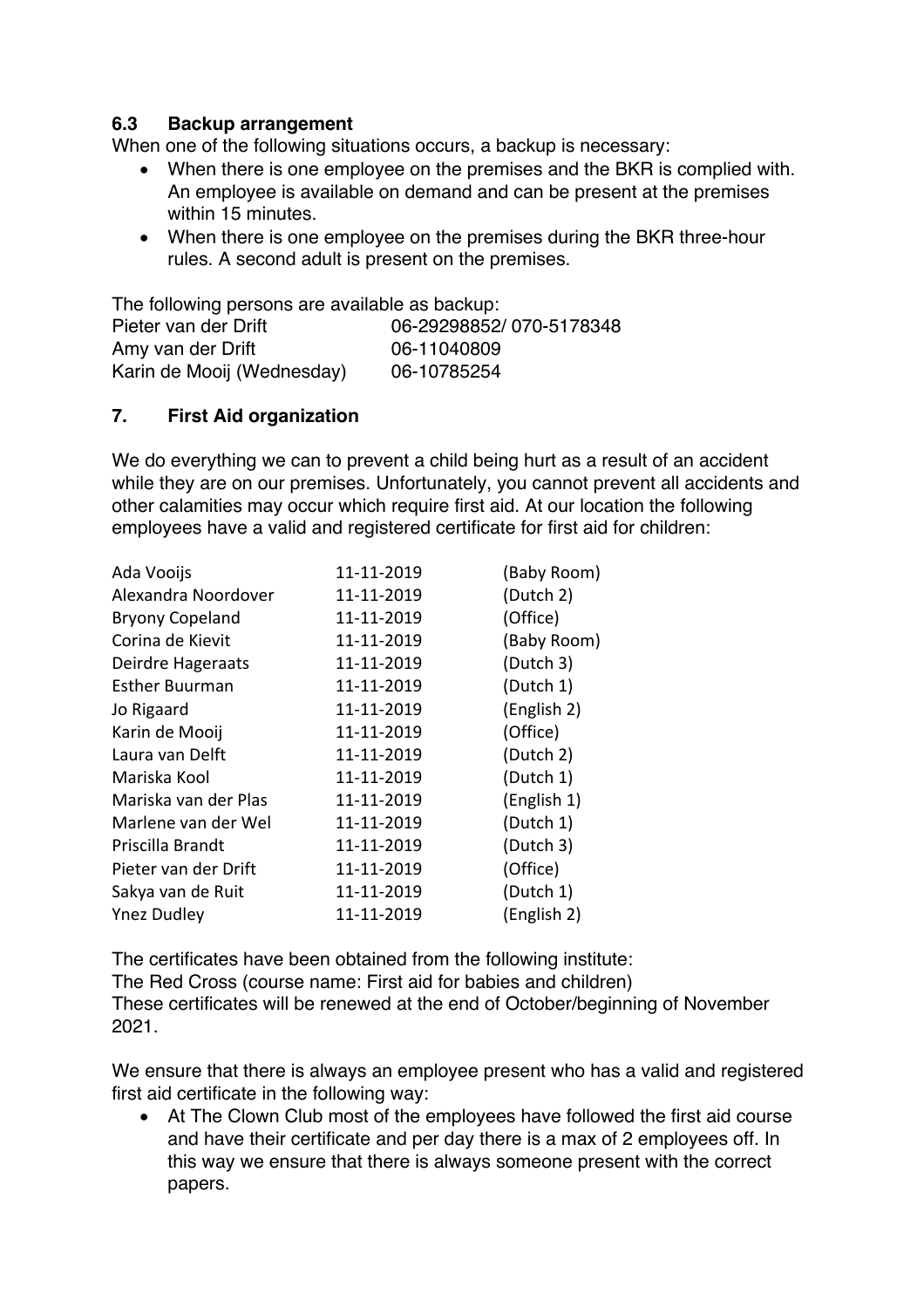### 6.3 Backup arrangement

When one of the following situations occurs, a backup is necessary:

- When there is one employee on the premises and the BKR is complied with. An employee is available on demand and can be present at the premises within 15 minutes.
- When there is one employee on the premises during the BKR three-hour rules. A second adult is present on the premises.

The following persons are available as backup:

| | |
|---|---|
| Pieter van der Drift | 06-29298852/ 070-5178348 |
| Amy van der Drift | 06-11040809 |
| Karin de Mooij (Wednesday) | 06-10785254 |

## 7. First Aid organization

We do everything we can to prevent a child being hurt as a result of an accident while they are on our premises. Unfortunately, you cannot prevent all accidents and other calamities may occur which require first aid. At our location the following employees have a valid and registered certificate for first aid for children:

| | | |
|---|---|---|
| Ada Vooijs | 11-11-2019 | (Baby Room) |
| Alexandra Noordover | 11-11-2019 | (Dutch 2) |
| Bryony Copeland | 11-11-2019 | (Office) |
| Corina de Kievit | 11-11-2019 | (Baby Room) |
| Deirdre Hageraats | 11-11-2019 | (Dutch 3) |
| Esther Buurman | 11-11-2019 | (Dutch 1) |
| Jo Rigaard | 11-11-2019 | (English 2) |
| Karin de Mooij | 11-11-2019 | (Office) |
| Laura van Delft | 11-11-2019 | (Dutch 2) |
| Mariska Kool | 11-11-2019 | (Dutch 1) |
| Mariska van der Plas | 11-11-2019 | (English 1) |
| Marlene van der Wel | 11-11-2019 | (Dutch 1) |
| Priscilla Brandt | 11-11-2019 | (Dutch 3) |
| Pieter van der Drift | 11-11-2019 | (Office) |
| Sakya van de Ruit | 11-11-2019 | (Dutch 1) |
| Ynez Dudley | 11-11-2019 | (English 2) |

The certificates have been obtained from the following institute:
The Red Cross (course name: First aid for babies and children)
These certificates will be renewed at the end of October/beginning of November 2021.

We ensure that there is always an employee present who has a valid and registered first aid certificate in the following way:

- At The Clown Club most of the employees have followed the first aid course and have their certificate and per day there is a max of 2 employees off. In this way we ensure that there is always someone present with the correct papers.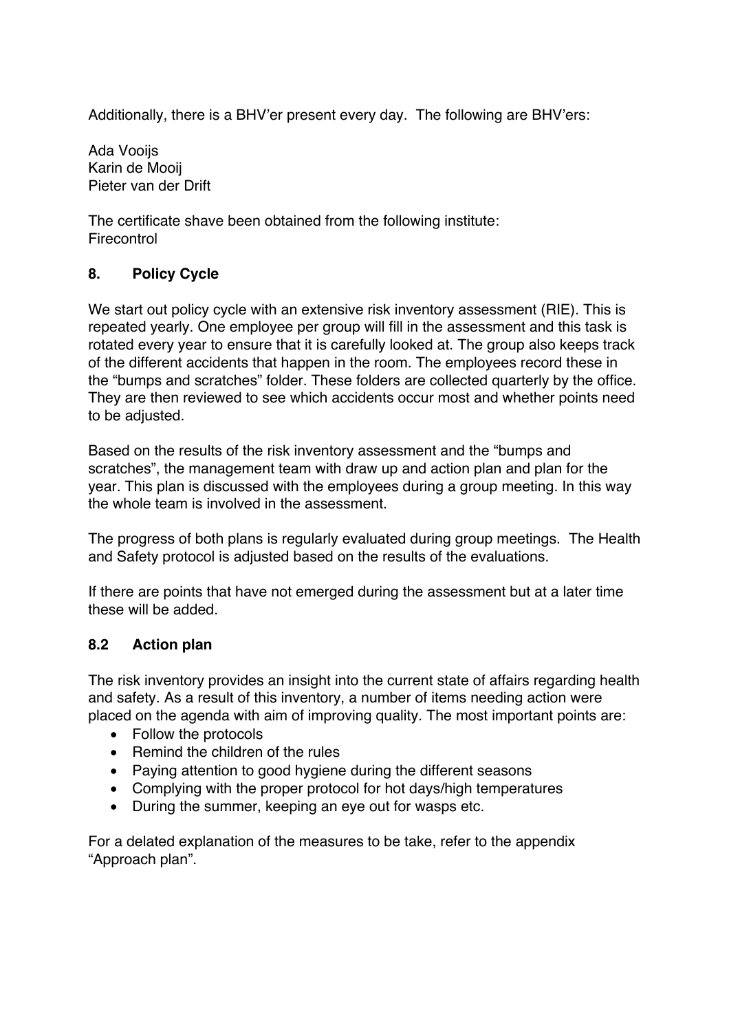Additionally, there is a BHV'er present every day. The following are BHV'ers:

Ada Vooijs
Karin de Mooij
Pieter van der Drift

The certificate shave been obtained from the following institute:
Firecontrol

## 8. Policy Cycle

We start out policy cycle with an extensive risk inventory assessment (RIE). This is repeated yearly. One employee per group will fill in the assessment and this task is rotated every year to ensure that it is carefully looked at. The group also keeps track of the different accidents that happen in the room. The employees record these in the "bumps and scratches" folder. These folders are collected quarterly by the office. They are then reviewed to see which accidents occur most and whether points need to be adjusted.

Based on the results of the risk inventory assessment and the "bumps and scratches", the management team with draw up and action plan and plan for the year. This plan is discussed with the employees during a group meeting. In this way the whole team is involved in the assessment.

The progress of both plans is regularly evaluated during group meetings. The Health and Safety protocol is adjusted based on the results of the evaluations.

If there are points that have not emerged during the assessment but at a later time these will be added.

## 8.2 Action plan

The risk inventory provides an insight into the current state of affairs regarding health and safety. As a result of this inventory, a number of items needing action were placed on the agenda with aim of improving quality. The most important points are:

- Follow the protocols
- Remind the children of the rules
- Paying attention to good hygiene during the different seasons
- Complying with the proper protocol for hot days/high temperatures
- During the summer, keeping an eye out for wasps etc.

For a delated explanation of the measures to be take, refer to the appendix "Approach plan".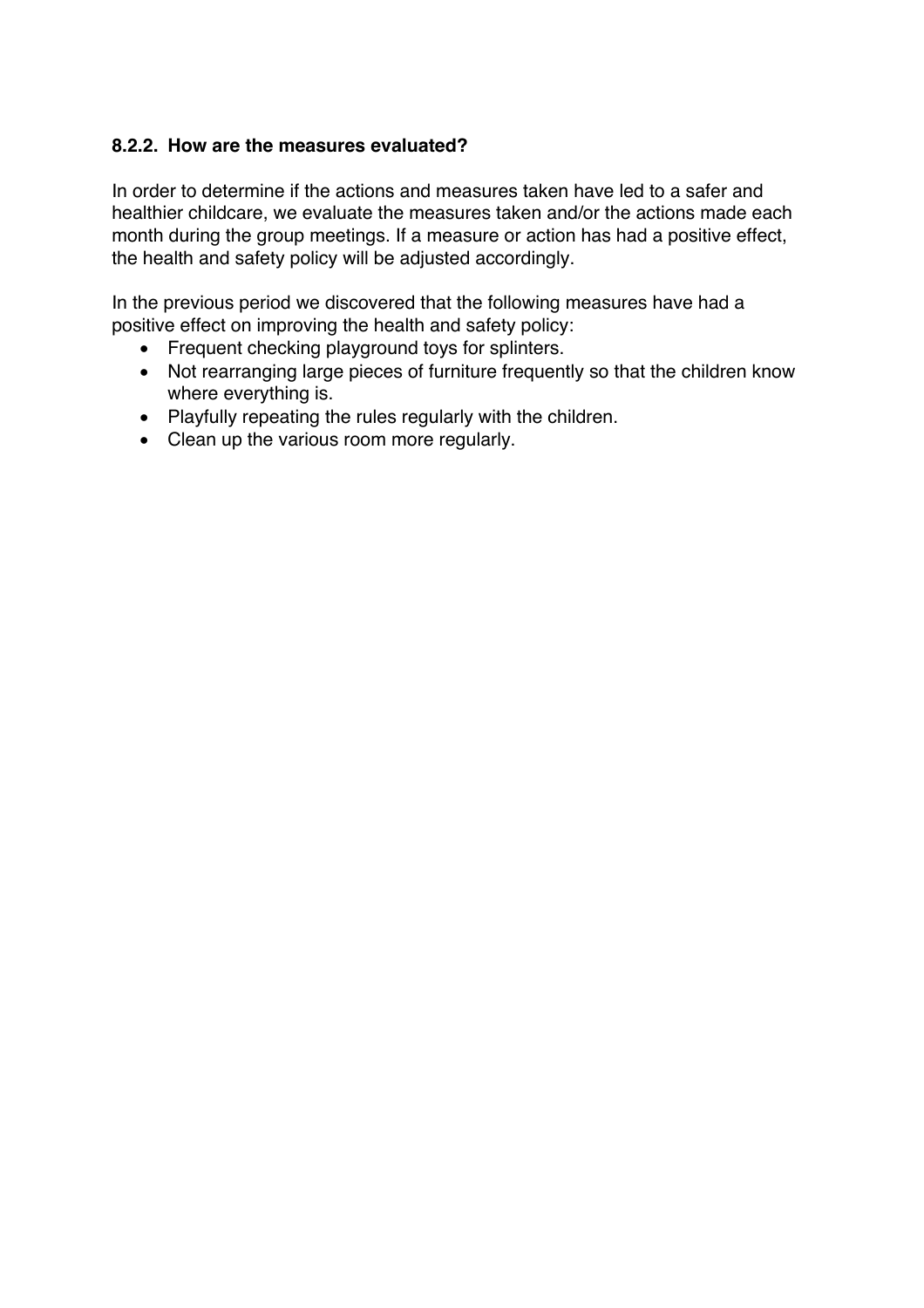### 8.2.2. How are the measures evaluated?

In order to determine if the actions and measures taken have led to a safer and healthier childcare, we evaluate the measures taken and/or the actions made each month during the group meetings. If a measure or action has had a positive effect, the health and safety policy will be adjusted accordingly.

In the previous period we discovered that the following measures have had a positive effect on improving the health and safety policy:

- Frequent checking playground toys for splinters.
- Not rearranging large pieces of furniture frequently so that the children know where everything is.
- Playfully repeating the rules regularly with the children.
- Clean up the various room more regularly.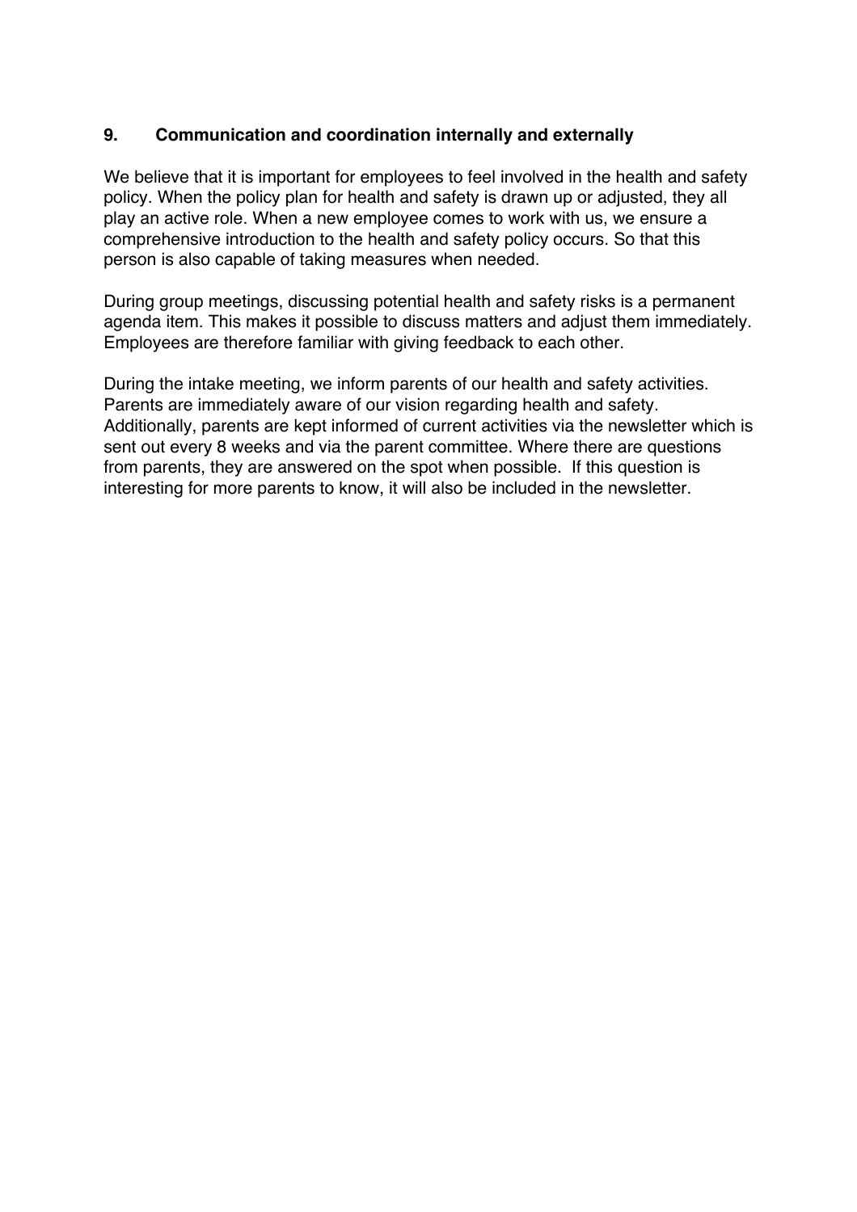## 9. Communication and coordination internally and externally

We believe that it is important for employees to feel involved in the health and safety policy. When the policy plan for health and safety is drawn up or adjusted, they all play an active role. When a new employee comes to work with us, we ensure a comprehensive introduction to the health and safety policy occurs. So that this person is also capable of taking measures when needed.

During group meetings, discussing potential health and safety risks is a permanent agenda item. This makes it possible to discuss matters and adjust them immediately. Employees are therefore familiar with giving feedback to each other.

During the intake meeting, we inform parents of our health and safety activities. Parents are immediately aware of our vision regarding health and safety. Additionally, parents are kept informed of current activities via the newsletter which is sent out every 8 weeks and via the parent committee. Where there are questions from parents, they are answered on the spot when possible. If this question is interesting for more parents to know, it will also be included in the newsletter.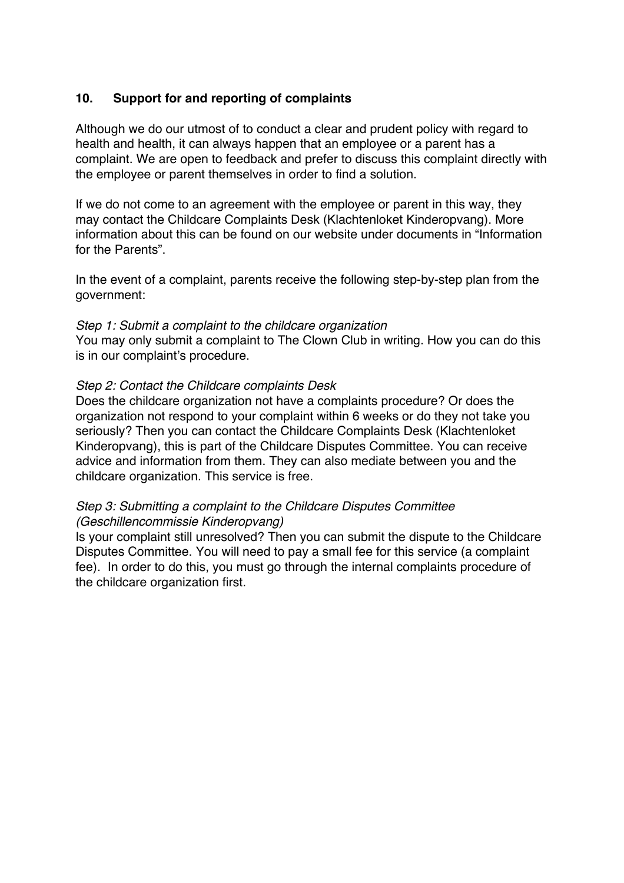## 10. Support for and reporting of complaints

Although we do our utmost of to conduct a clear and prudent policy with regard to health and health, it can always happen that an employee or a parent has a complaint. We are open to feedback and prefer to discuss this complaint directly with the employee or parent themselves in order to find a solution.

If we do not come to an agreement with the employee or parent in this way, they may contact the Childcare Complaints Desk (Klachtenloket Kinderopvang). More information about this can be found on our website under documents in "Information for the Parents".

In the event of a complaint, parents receive the following step-by-step plan from the government:

*Step 1: Submit a complaint to the childcare organization*
You may only submit a complaint to The Clown Club in writing. How you can do this is in our complaint's procedure.

*Step 2: Contact the Childcare complaints Desk*
Does the childcare organization not have a complaints procedure? Or does the organization not respond to your complaint within 6 weeks or do they not take you seriously? Then you can contact the Childcare Complaints Desk (Klachtenloket Kinderopvang), this is part of the Childcare Disputes Committee. You can receive advice and information from them. They can also mediate between you and the childcare organization. This service is free.

*Step 3: Submitting a complaint to the Childcare Disputes Committee (Geschillencommissie Kinderopvang)*
Is your complaint still unresolved? Then you can submit the dispute to the Childcare Disputes Committee. You will need to pay a small fee for this service (a complaint fee). In order to do this, you must go through the internal complaints procedure of the childcare organization first.